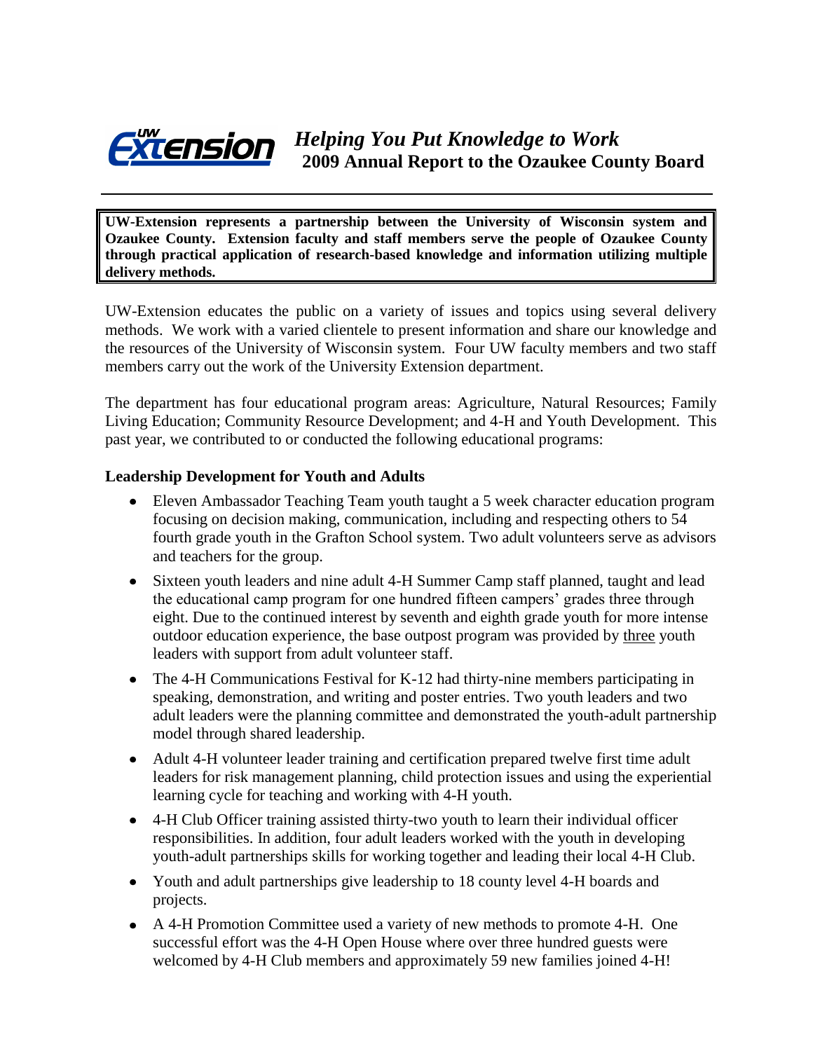# *Helping You Put Knowledge to Work*
## 2009 Annual Report to the Ozaukee County Board

---

**UW-Extension represents a partnership between the University of Wisconsin system and Ozaukee County. Extension faculty and staff members serve the people of Ozaukee County through practical application of research-based knowledge and information utilizing multiple delivery methods.**

UW-Extension educates the public on a variety of issues and topics using several delivery methods. We work with a varied clientele to present information and share our knowledge and the resources of the University of Wisconsin system. Four UW faculty members and two staff members carry out the work of the University Extension department.

The department has four educational program areas: Agriculture, Natural Resources; Family Living Education; Community Resource Development; and 4-H and Youth Development. This past year, we contributed to or conducted the following educational programs:

### Leadership Development for Youth and Adults

- Eleven Ambassador Teaching Team youth taught a 5 week character education program focusing on decision making, communication, including and respecting others to 54 fourth grade youth in the Grafton School system. Two adult volunteers serve as advisors and teachers for the group.
- Sixteen youth leaders and nine adult 4-H Summer Camp staff planned, taught and lead the educational camp program for one hundred fifteen campers' grades three through eight. Due to the continued interest by seventh and eighth grade youth for more intense outdoor education experience, the base outpost program was provided by three youth leaders with support from adult volunteer staff.
- The 4-H Communications Festival for K-12 had thirty-nine members participating in speaking, demonstration, and writing and poster entries. Two youth leaders and two adult leaders were the planning committee and demonstrated the youth-adult partnership model through shared leadership.
- Adult 4-H volunteer leader training and certification prepared twelve first time adult leaders for risk management planning, child protection issues and using the experiential learning cycle for teaching and working with 4-H youth.
- 4-H Club Officer training assisted thirty-two youth to learn their individual officer responsibilities. In addition, four adult leaders worked with the youth in developing youth-adult partnerships skills for working together and leading their local 4-H Club.
- Youth and adult partnerships give leadership to 18 county level 4-H boards and projects.
- A 4-H Promotion Committee used a variety of new methods to promote 4-H. One successful effort was the 4-H Open House where over three hundred guests were welcomed by 4-H Club members and approximately 59 new families joined 4-H!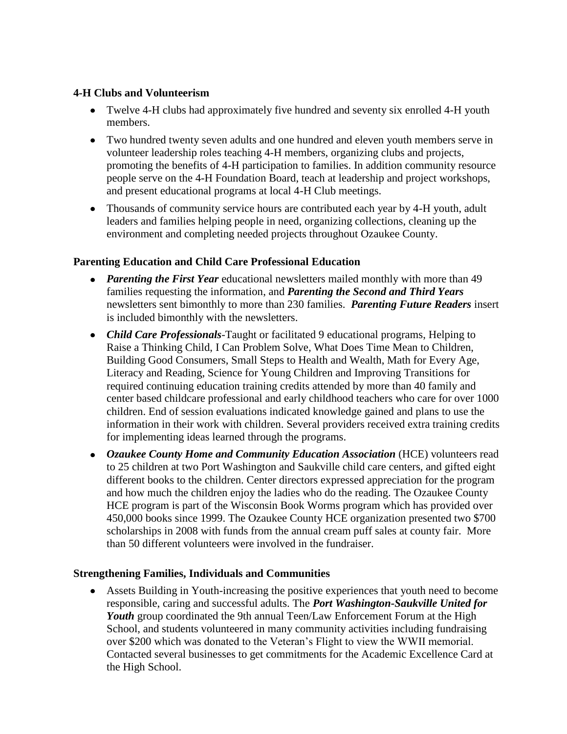**4-H Clubs and Volunteerism**

- Twelve 4-H clubs had approximately five hundred and seventy six enrolled 4-H youth members.
- Two hundred twenty seven adults and one hundred and eleven youth members serve in volunteer leadership roles teaching 4-H members, organizing clubs and projects, promoting the benefits of 4-H participation to families. In addition community resource people serve on the 4-H Foundation Board, teach at leadership and project workshops, and present educational programs at local 4-H Club meetings.
- Thousands of community service hours are contributed each year by 4-H youth, adult leaders and families helping people in need, organizing collections, cleaning up the environment and completing needed projects throughout Ozaukee County.

**Parenting Education and Child Care Professional Education**

- ***Parenting the First Year*** educational newsletters mailed monthly with more than 49 families requesting the information, and ***Parenting the Second and Third Years*** newsletters sent bimonthly to more than 230 families. ***Parenting Future Readers*** insert is included bimonthly with the newsletters.
- ***Child Care Professionals***-Taught or facilitated 9 educational programs, Helping to Raise a Thinking Child, I Can Problem Solve, What Does Time Mean to Children, Building Good Consumers, Small Steps to Health and Wealth, Math for Every Age, Literacy and Reading, Science for Young Children and Improving Transitions for required continuing education training credits attended by more than 40 family and center based childcare professional and early childhood teachers who care for over 1000 children. End of session evaluations indicated knowledge gained and plans to use the information in their work with children. Several providers received extra training credits for implementing ideas learned through the programs.
- ***Ozaukee County Home and Community Education Association*** (HCE) volunteers read to 25 children at two Port Washington and Saukville child care centers, and gifted eight different books to the children. Center directors expressed appreciation for the program and how much the children enjoy the ladies who do the reading. The Ozaukee County HCE program is part of the Wisconsin Book Worms program which has provided over 450,000 books since 1999. The Ozaukee County HCE organization presented two $700 scholarships in 2008 with funds from the annual cream puff sales at county fair. More than 50 different volunteers were involved in the fundraiser.

**Strengthening Families, Individuals and Communities**

- Assets Building in Youth-increasing the positive experiences that youth need to become responsible, caring and successful adults. The ***Port Washington-Saukville United for Youth*** group coordinated the 9th annual Teen/Law Enforcement Forum at the High School, and students volunteered in many community activities including fundraising over $200 which was donated to the Veteran's Flight to view the WWII memorial. Contacted several businesses to get commitments for the Academic Excellence Card at the High School.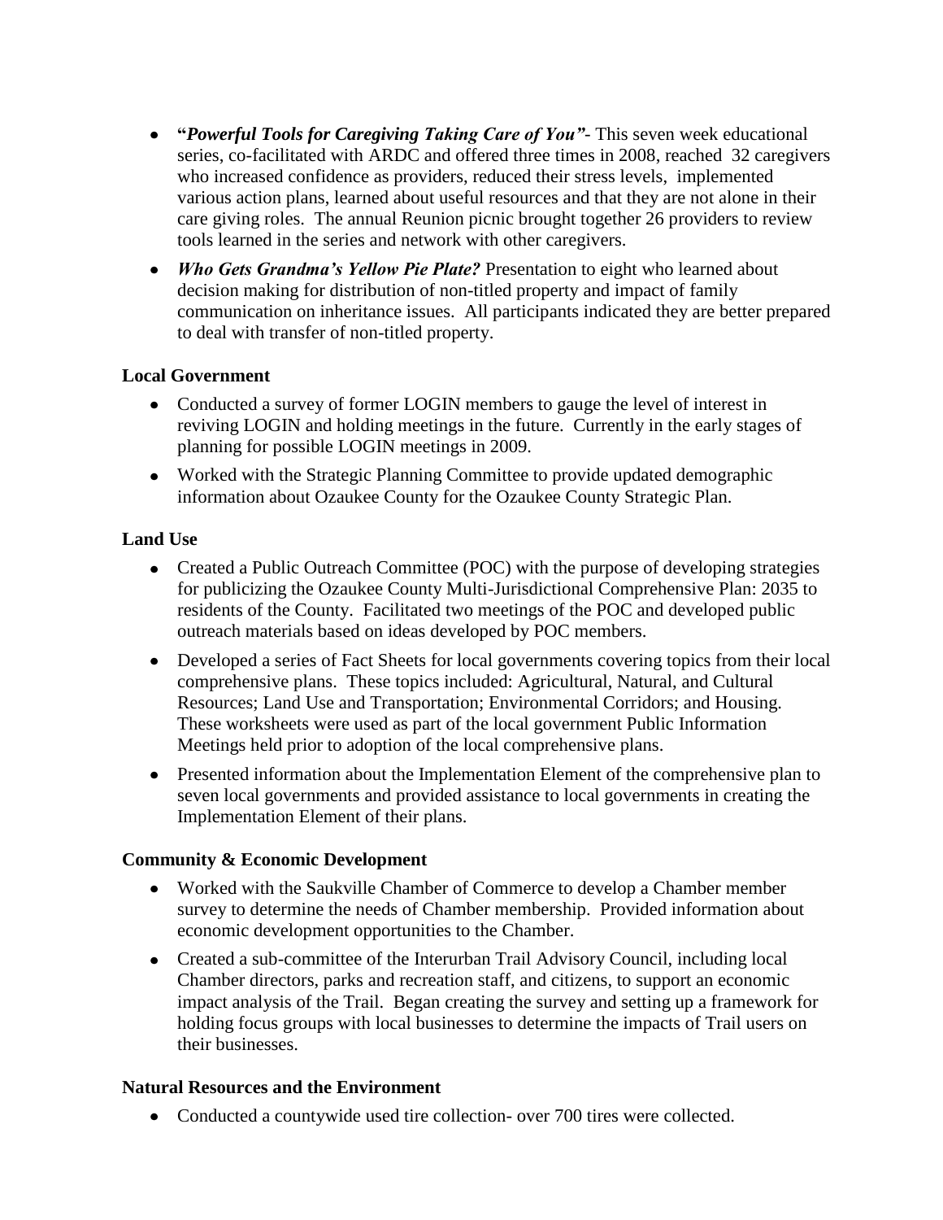- **"*Powerful Tools for Caregiving Taking Care of You"*-** This seven week educational series, co-facilitated with ARDC and offered three times in 2008, reached 32 caregivers who increased confidence as providers, reduced their stress levels, implemented various action plans, learned about useful resources and that they are not alone in their care giving roles. The annual Reunion picnic brought together 26 providers to review tools learned in the series and network with other caregivers.
- ***Who Gets Grandma's Yellow Pie Plate?*** Presentation to eight who learned about decision making for distribution of non-titled property and impact of family communication on inheritance issues. All participants indicated they are better prepared to deal with transfer of non-titled property.

**Local Government**

- Conducted a survey of former LOGIN members to gauge the level of interest in reviving LOGIN and holding meetings in the future. Currently in the early stages of planning for possible LOGIN meetings in 2009.
- Worked with the Strategic Planning Committee to provide updated demographic information about Ozaukee County for the Ozaukee County Strategic Plan.

**Land Use**

- Created a Public Outreach Committee (POC) with the purpose of developing strategies for publicizing the Ozaukee County Multi-Jurisdictional Comprehensive Plan: 2035 to residents of the County. Facilitated two meetings of the POC and developed public outreach materials based on ideas developed by POC members.
- Developed a series of Fact Sheets for local governments covering topics from their local comprehensive plans. These topics included: Agricultural, Natural, and Cultural Resources; Land Use and Transportation; Environmental Corridors; and Housing. These worksheets were used as part of the local government Public Information Meetings held prior to adoption of the local comprehensive plans.
- Presented information about the Implementation Element of the comprehensive plan to seven local governments and provided assistance to local governments in creating the Implementation Element of their plans.

**Community & Economic Development**

- Worked with the Saukville Chamber of Commerce to develop a Chamber member survey to determine the needs of Chamber membership. Provided information about economic development opportunities to the Chamber.
- Created a sub-committee of the Interurban Trail Advisory Council, including local Chamber directors, parks and recreation staff, and citizens, to support an economic impact analysis of the Trail. Began creating the survey and setting up a framework for holding focus groups with local businesses to determine the impacts of Trail users on their businesses.

**Natural Resources and the Environment**

- Conducted a countywide used tire collection- over 700 tires were collected.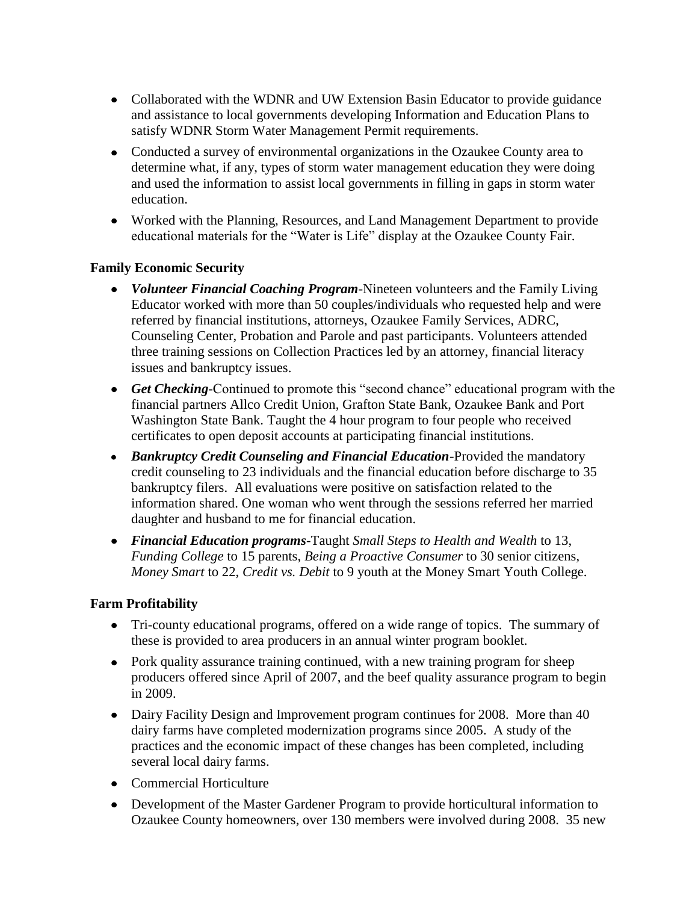- Collaborated with the WDNR and UW Extension Basin Educator to provide guidance and assistance to local governments developing Information and Education Plans to satisfy WDNR Storm Water Management Permit requirements.
- Conducted a survey of environmental organizations in the Ozaukee County area to determine what, if any, types of storm water management education they were doing and used the information to assist local governments in filling in gaps in storm water education.
- Worked with the Planning, Resources, and Land Management Department to provide educational materials for the "Water is Life" display at the Ozaukee County Fair.

**Family Economic Security**

- ***Volunteer Financial Coaching Program***-Nineteen volunteers and the Family Living Educator worked with more than 50 couples/individuals who requested help and were referred by financial institutions, attorneys, Ozaukee Family Services, ADRC, Counseling Center, Probation and Parole and past participants. Volunteers attended three training sessions on Collection Practices led by an attorney, financial literacy issues and bankruptcy issues.
- ***Get Checking***-Continued to promote this "second chance" educational program with the financial partners Allco Credit Union, Grafton State Bank, Ozaukee Bank and Port Washington State Bank. Taught the 4 hour program to four people who received certificates to open deposit accounts at participating financial institutions.
- ***Bankruptcy Credit Counseling and Financial Education***-Provided the mandatory credit counseling to 23 individuals and the financial education before discharge to 35 bankruptcy filers. All evaluations were positive on satisfaction related to the information shared. One woman who went through the sessions referred her married daughter and husband to me for financial education.
- ***Financial Education programs***-Taught *Small Steps to Health and Wealth* to 13, *Funding College* to 15 parents, *Being a Proactive Consumer* to 30 senior citizens, *Money Smart* to 22, *Credit vs. Debit* to 9 youth at the Money Smart Youth College.

**Farm Profitability**

- Tri-county educational programs, offered on a wide range of topics. The summary of these is provided to area producers in an annual winter program booklet.
- Pork quality assurance training continued, with a new training program for sheep producers offered since April of 2007, and the beef quality assurance program to begin in 2009.
- Dairy Facility Design and Improvement program continues for 2008. More than 40 dairy farms have completed modernization programs since 2005. A study of the practices and the economic impact of these changes has been completed, including several local dairy farms.
- Commercial Horticulture
- Development of the Master Gardener Program to provide horticultural information to Ozaukee County homeowners, over 130 members were involved during 2008. 35 new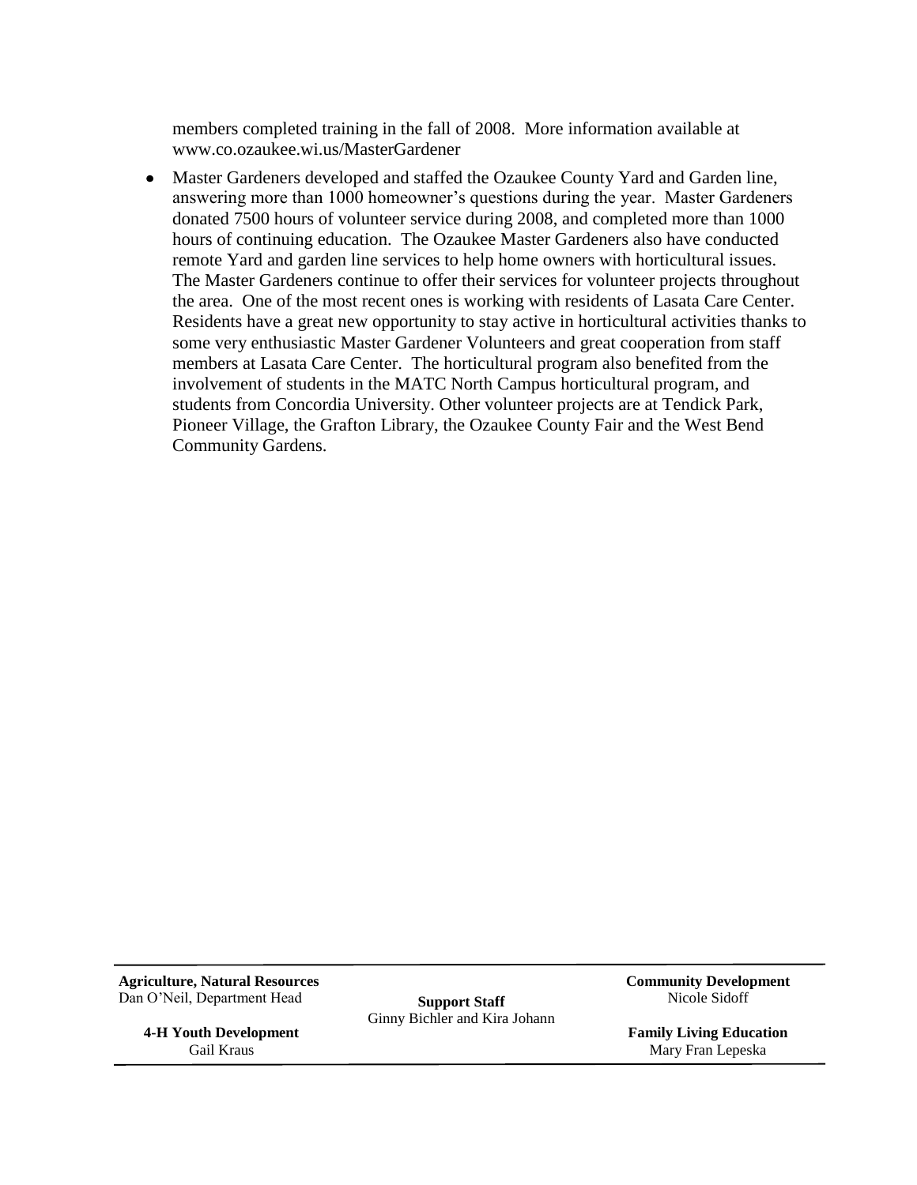members completed training in the fall of 2008. More information available at www.co.ozaukee.wi.us/MasterGardener

- Master Gardeners developed and staffed the Ozaukee County Yard and Garden line, answering more than 1000 homeowner's questions during the year. Master Gardeners donated 7500 hours of volunteer service during 2008, and completed more than 1000 hours of continuing education. The Ozaukee Master Gardeners also have conducted remote Yard and garden line services to help home owners with horticultural issues. The Master Gardeners continue to offer their services for volunteer projects throughout the area. One of the most recent ones is working with residents of Lasata Care Center. Residents have a great new opportunity to stay active in horticultural activities thanks to some very enthusiastic Master Gardener Volunteers and great cooperation from staff members at Lasata Care Center. The horticultural program also benefited from the involvement of students in the MATC North Campus horticultural program, and students from Concordia University. Other volunteer projects are at Tendick Park, Pioneer Village, the Grafton Library, the Ozaukee County Fair and the West Bend Community Gardens.